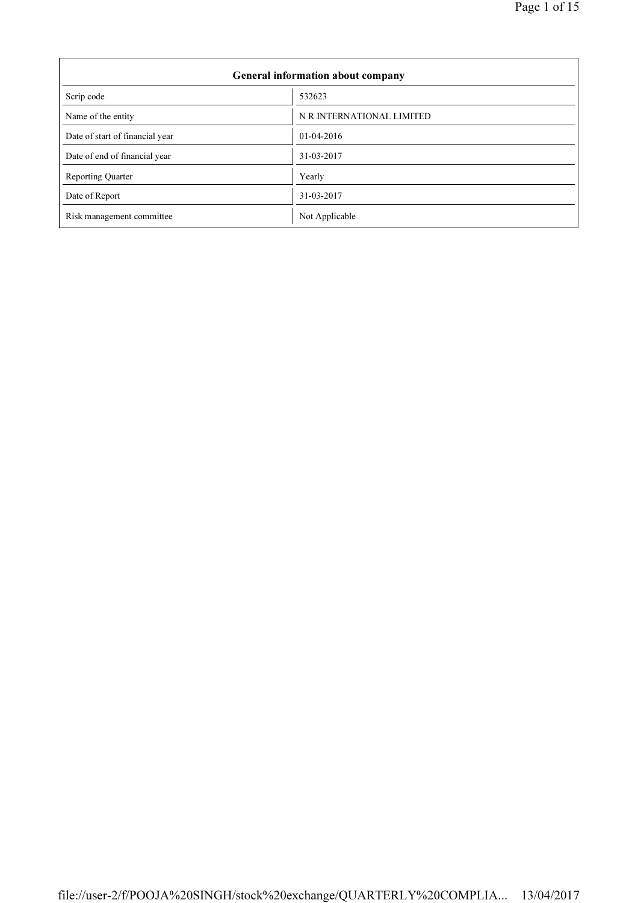| General information about company | |
|---|---|
| Scrip code | 532623 |
| Name of the entity | N R INTERNATIONAL LIMITED |
| Date of start of financial year | 01-04-2016 |
| Date of end of financial year | 31-03-2017 |
| Reporting Quarter | Yearly |
| Date of Report | 31-03-2017 |
| Risk management committee | Not Applicable |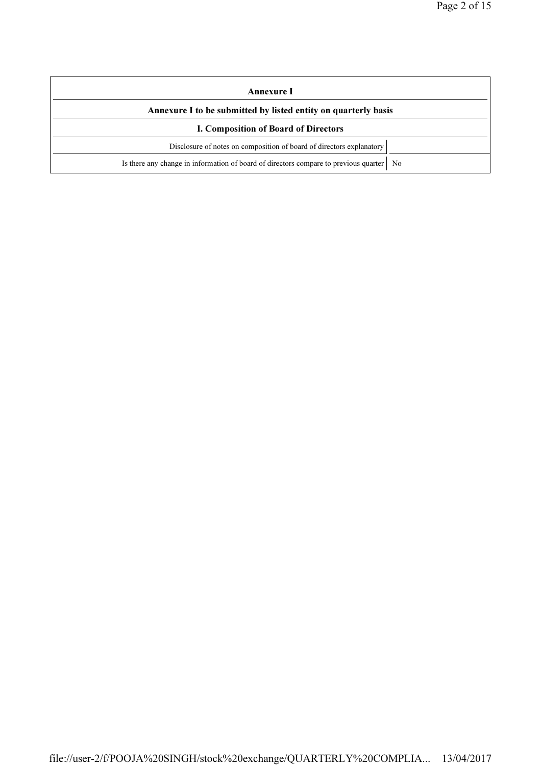| Annexure I | |
|---|---|
| **Annexure I to be submitted by listed entity on quarterly basis** | |
| **I. Composition of Board of Directors** | |
| Disclosure of notes on composition of board of directors explanatory | |
| Is there any change in information of board of directors compare to previous quarter | No |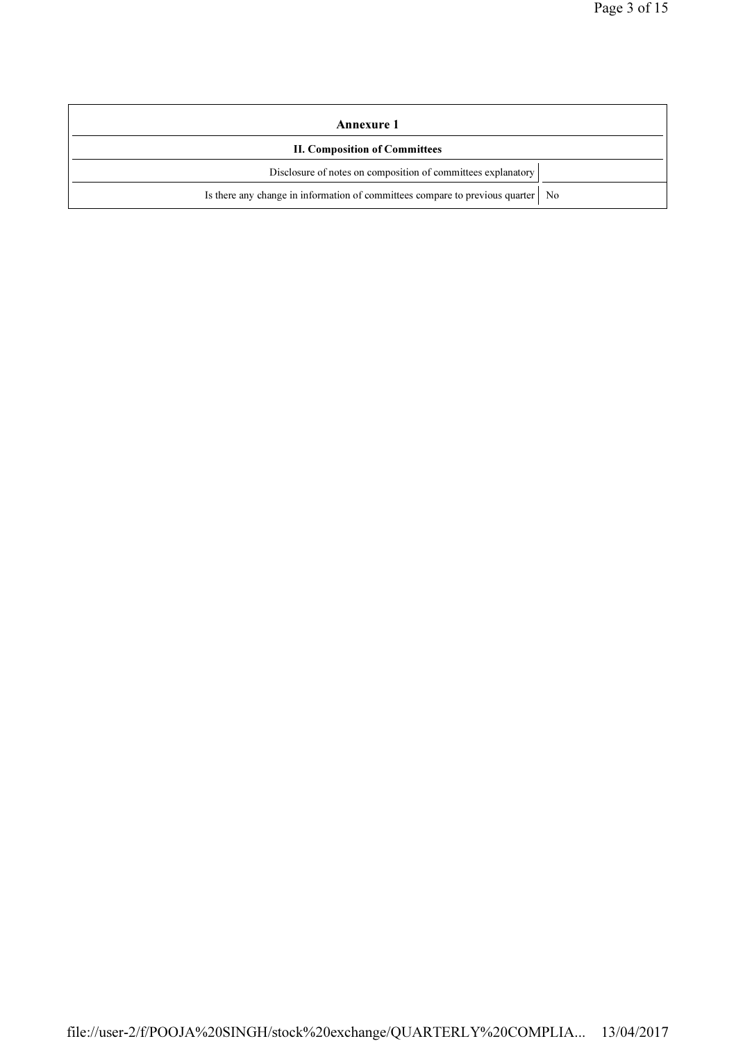| Annexure 1 | |
|---|---|
| **II. Composition of Committees** | |
| Disclosure of notes on composition of committees explanatory | |
| Is there any change in information of committees compare to previous quarter | No |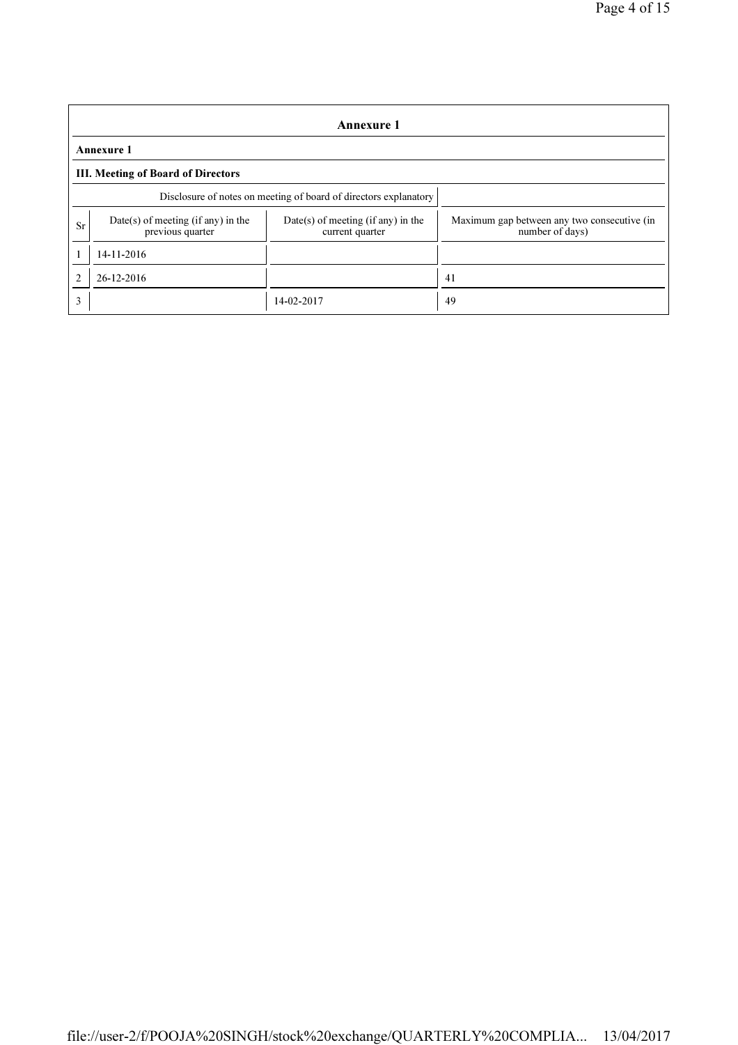## Annexure 1

### Annexure 1

### III. Meeting of Board of Directors

Disclosure of notes on meeting of board of directors explanatory

| Sr | Date(s) of meeting (if any) in the previous quarter | Date(s) of meeting (if any) in the current quarter | Maximum gap between any two consecutive (in number of days) |
|---|---|---|---|
| 1 | 14-11-2016 | | |
| 2 | 26-12-2016 | | 41 |
| 3 | | 14-02-2017 | 49 |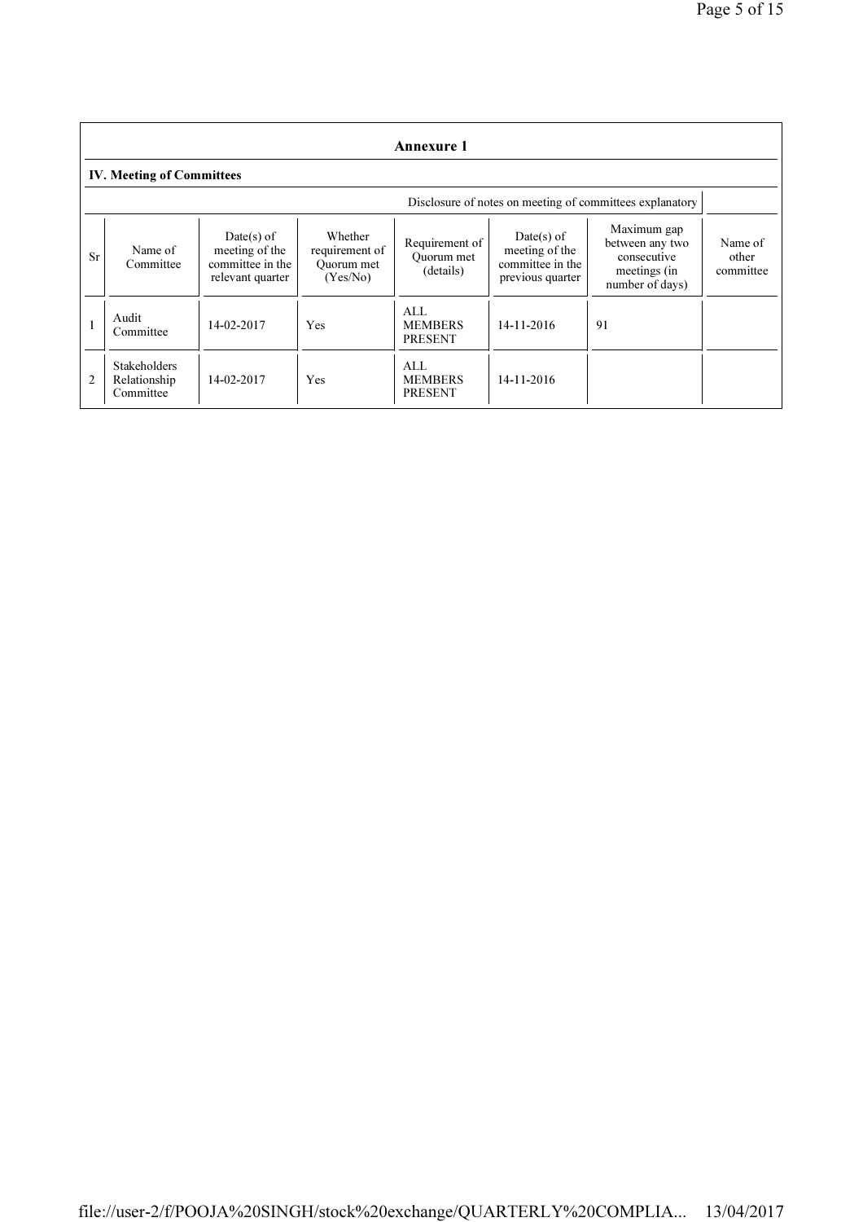## Annexure 1

### IV. Meeting of Committees

Disclosure of notes on meeting of committees explanatory

| Sr | Name of Committee | Date(s) of meeting of the committee in the relevant quarter | Whether requirement of Quorum met (Yes/No) | Requirement of Quorum met (details) | Date(s) of meeting of the committee in the previous quarter | Maximum gap between any two consecutive meetings (in number of days) | Name of other committee |
|---|---|---|---|---|---|---|---|
| 1 | Audit Committee | 14-02-2017 | Yes | ALL MEMBERS PRESENT | 14-11-2016 | 91 | |
| 2 | Stakeholders Relationship Committee | 14-02-2017 | Yes | ALL MEMBERS PRESENT | 14-11-2016 | | |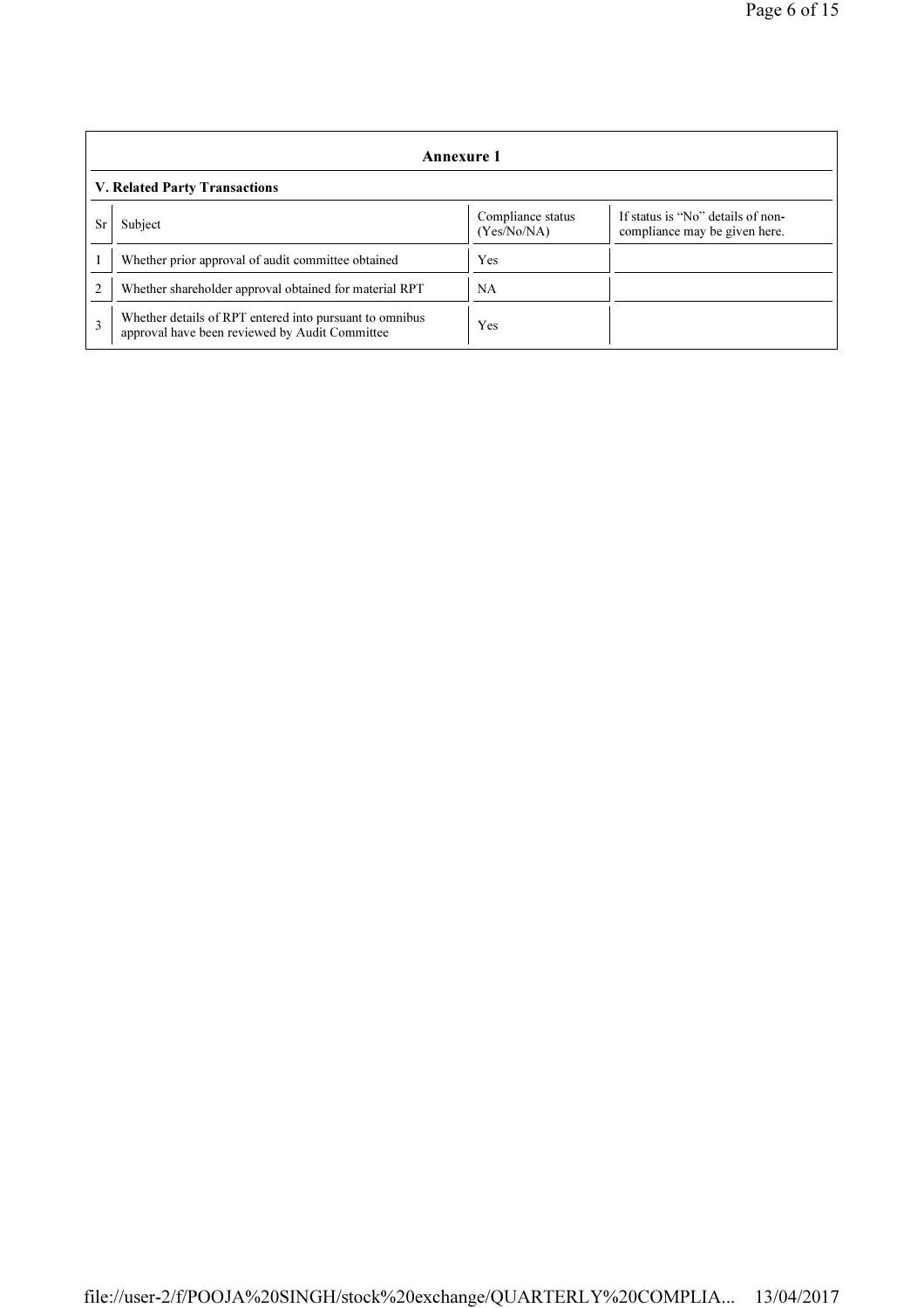## Annexure 1

### V. Related Party Transactions

| Sr | Subject | Compliance status (Yes/No/NA) | If status is "No" details of non-compliance may be given here. |
|---|---|---|---|
| 1 | Whether prior approval of audit committee obtained | Yes | |
| 2 | Whether shareholder approval obtained for material RPT | NA | |
| 3 | Whether details of RPT entered into pursuant to omnibus approval have been reviewed by Audit Committee | Yes | |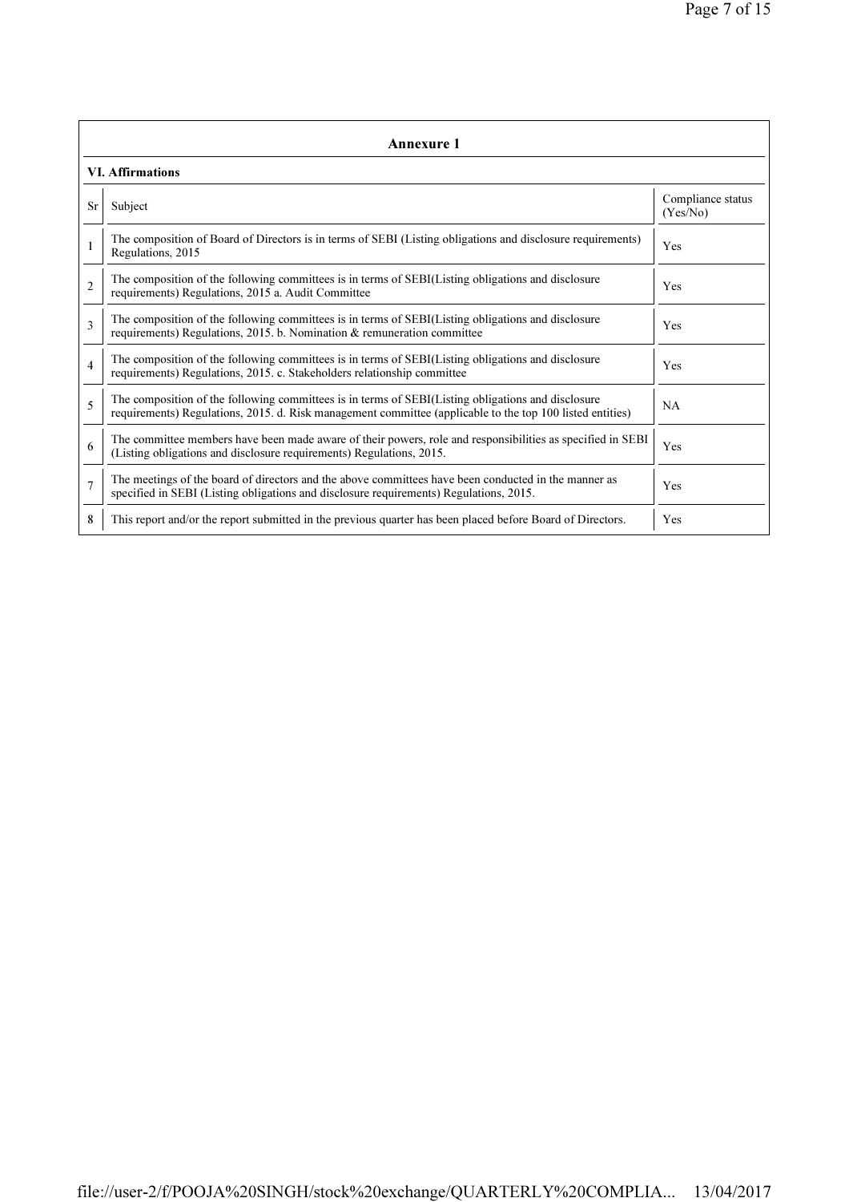| Annexure 1 | | |
|---|---|---|
| **VI. Affirmations** | | |
| Sr | Subject | Compliance status (Yes/No) |
| 1 | The composition of Board of Directors is in terms of SEBI (Listing obligations and disclosure requirements) Regulations, 2015 | Yes |
| 2 | The composition of the following committees is in terms of SEBI(Listing obligations and disclosure requirements) Regulations, 2015 a. Audit Committee | Yes |
| 3 | The composition of the following committees is in terms of SEBI(Listing obligations and disclosure requirements) Regulations, 2015. b. Nomination & remuneration committee | Yes |
| 4 | The composition of the following committees is in terms of SEBI(Listing obligations and disclosure requirements) Regulations, 2015. c. Stakeholders relationship committee | Yes |
| 5 | The composition of the following committees is in terms of SEBI(Listing obligations and disclosure requirements) Regulations, 2015. d. Risk management committee (applicable to the top 100 listed entities) | NA |
| 6 | The committee members have been made aware of their powers, role and responsibilities as specified in SEBI (Listing obligations and disclosure requirements) Regulations, 2015. | Yes |
| 7 | The meetings of the board of directors and the above committees have been conducted in the manner as specified in SEBI (Listing obligations and disclosure requirements) Regulations, 2015. | Yes |
| 8 | This report and/or the report submitted in the previous quarter has been placed before Board of Directors. | Yes |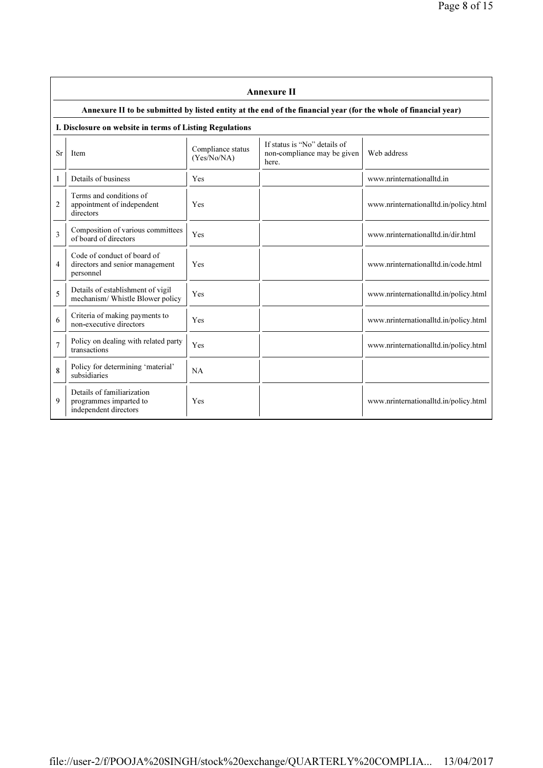## Annexure II

### Annexure II to be submitted by listed entity at the end of the financial year (for the whole of financial year)

**I. Disclosure on website in terms of Listing Regulations**

| Sr | Item | Compliance status (Yes/No/NA) | If status is "No" details of non-compliance may be given here. | Web address |
|---|---|---|---|---|
| 1 | Details of business | Yes | | www.nrinternationalltd.in |
| 2 | Terms and conditions of appointment of independent directors | Yes | | www.nrinternationalltd.in/policy.html |
| 3 | Composition of various committees of board of directors | Yes | | www.nrinternationalltd.in/dir.html |
| 4 | Code of conduct of board of directors and senior management personnel | Yes | | www.nrinternationalltd.in/code.html |
| 5 | Details of establishment of vigil mechanism/ Whistle Blower policy | Yes | | www.nrinternationalltd.in/policy.html |
| 6 | Criteria of making payments to non-executive directors | Yes | | www.nrinternationalltd.in/policy.html |
| 7 | Policy on dealing with related party transactions | Yes | | www.nrinternationalltd.in/policy.html |
| 8 | Policy for determining 'material' subsidiaries | NA | | |
| 9 | Details of familiarization programmes imparted to independent directors | Yes | | www.nrinternationalltd.in/policy.html |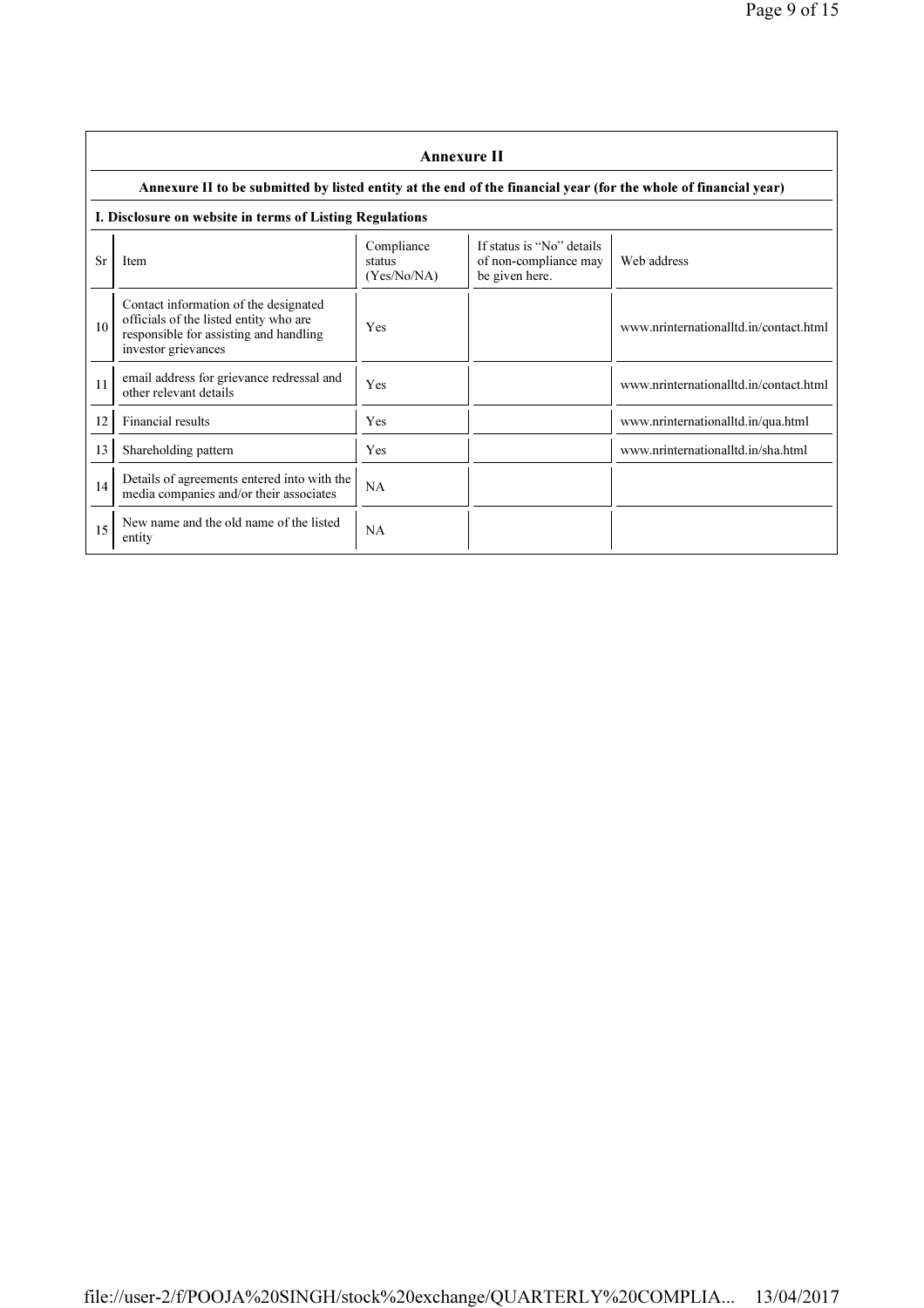## Annexure II

### Annexure II to be submitted by listed entity at the end of the financial year (for the whole of financial year)

#### I. Disclosure on website in terms of Listing Regulations

| Sr | Item | Compliance status (Yes/No/NA) | If status is "No" details of non-compliance may be given here. | Web address |
|---|---|---|---|---|
| 10 | Contact information of the designated officials of the listed entity who are responsible for assisting and handling investor grievances | Yes | | www.nrinternationalltd.in/contact.html |
| 11 | email address for grievance redressal and other relevant details | Yes | | www.nrinternationalltd.in/contact.html |
| 12 | Financial results | Yes | | www.nrinternationalltd.in/qua.html |
| 13 | Shareholding pattern | Yes | | www.nrinternationalltd.in/sha.html |
| 14 | Details of agreements entered into with the media companies and/or their associates | NA | | |
| 15 | New name and the old name of the listed entity | NA | | |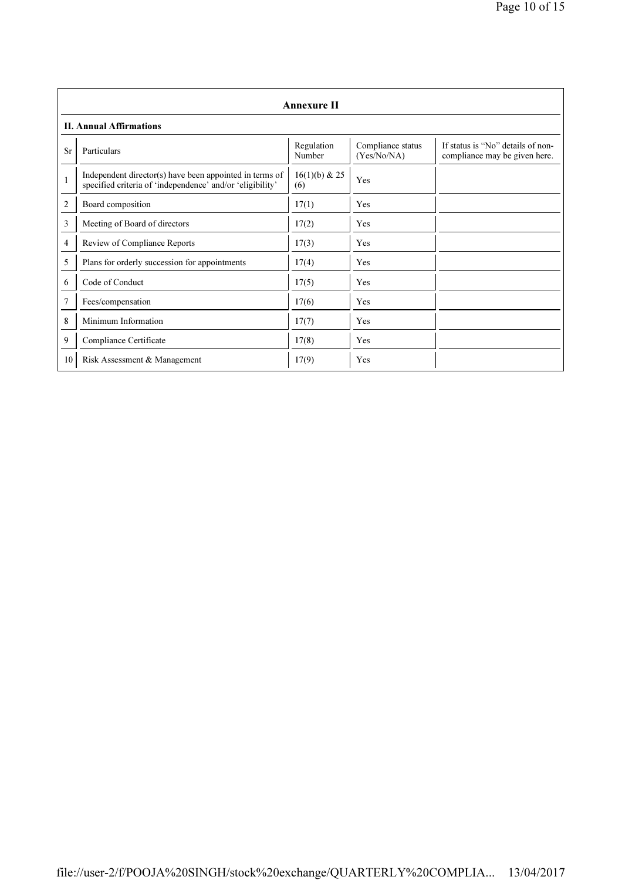## Annexure II

### II. Annual Affirmations

| Sr | Particulars | Regulation Number | Compliance status (Yes/No/NA) | If status is "No" details of non-compliance may be given here. |
|---|---|---|---|---|
| 1 | Independent director(s) have been appointed in terms of specified criteria of 'independence' and/or 'eligibility' | 16(1)(b) & 25 (6) | Yes | |
| 2 | Board composition | 17(1) | Yes | |
| 3 | Meeting of Board of directors | 17(2) | Yes | |
| 4 | Review of Compliance Reports | 17(3) | Yes | |
| 5 | Plans for orderly succession for appointments | 17(4) | Yes | |
| 6 | Code of Conduct | 17(5) | Yes | |
| 7 | Fees/compensation | 17(6) | Yes | |
| 8 | Minimum Information | 17(7) | Yes | |
| 9 | Compliance Certificate | 17(8) | Yes | |
| 10 | Risk Assessment & Management | 17(9) | Yes | |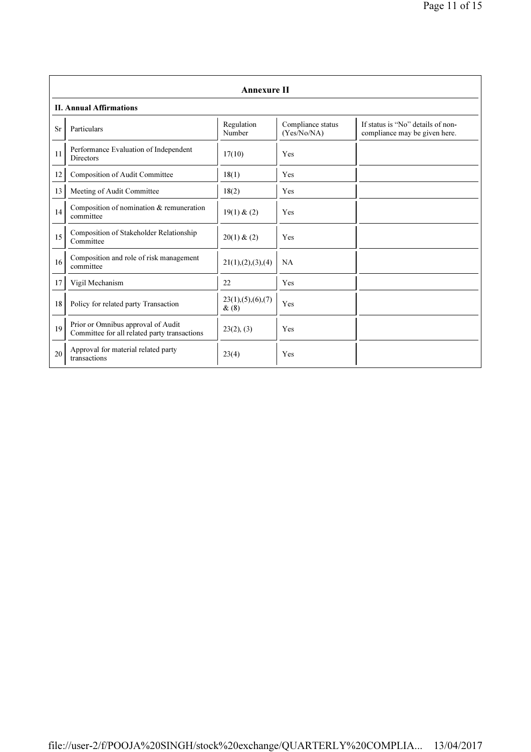## Annexure II

### II. Annual Affirmations

| Sr | Particulars | Regulation Number | Compliance status (Yes/No/NA) | If status is "No" details of non-compliance may be given here. |
|---|---|---|---|---|
| 11 | Performance Evaluation of Independent Directors | 17(10) | Yes | |
| 12 | Composition of Audit Committee | 18(1) | Yes | |
| 13 | Meeting of Audit Committee | 18(2) | Yes | |
| 14 | Composition of nomination & remuneration committee | 19(1) & (2) | Yes | |
| 15 | Composition of Stakeholder Relationship Committee | 20(1) & (2) | Yes | |
| 16 | Composition and role of risk management committee | 21(1),(2),(3),(4) | NA | |
| 17 | Vigil Mechanism | 22 | Yes | |
| 18 | Policy for related party Transaction | 23(1),(5),(6),(7) & (8) | Yes | |
| 19 | Prior or Omnibus approval of Audit Committee for all related party transactions | 23(2), (3) | Yes | |
| 20 | Approval for material related party transactions | 23(4) | Yes | |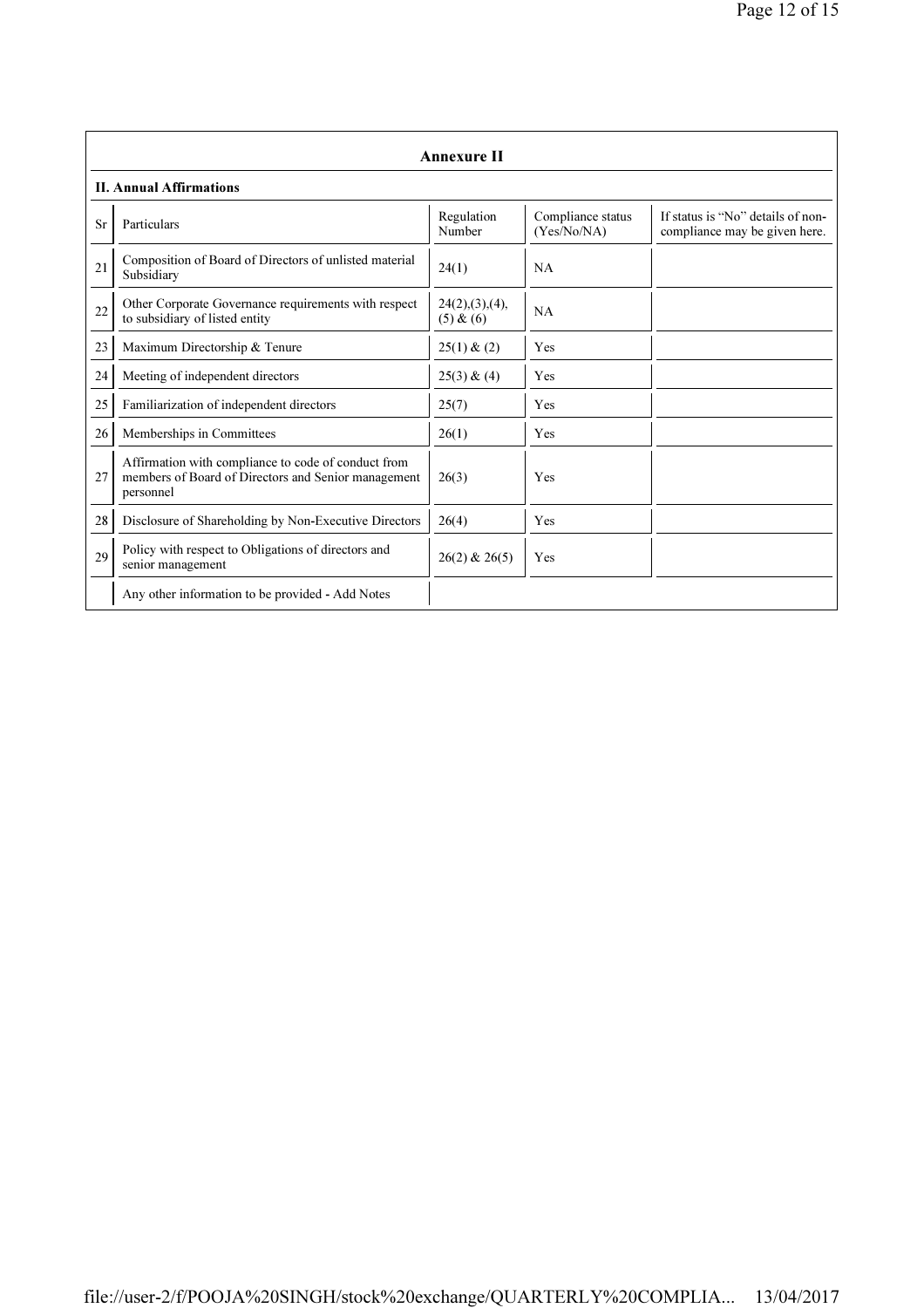## Annexure II

### II. Annual Affirmations

| Sr | Particulars | Regulation Number | Compliance status (Yes/No/NA) | If status is "No" details of non-compliance may be given here. |
|---|---|---|---|---|
| 21 | Composition of Board of Directors of unlisted material Subsidiary | 24(1) | NA | |
| 22 | Other Corporate Governance requirements with respect to subsidiary of listed entity | 24(2),(3),(4),(5) & (6) | NA | |
| 23 | Maximum Directorship & Tenure | 25(1) & (2) | Yes | |
| 24 | Meeting of independent directors | 25(3) & (4) | Yes | |
| 25 | Familiarization of independent directors | 25(7) | Yes | |
| 26 | Memberships in Committees | 26(1) | Yes | |
| 27 | Affirmation with compliance to code of conduct from members of Board of Directors and Senior management personnel | 26(3) | Yes | |
| 28 | Disclosure of Shareholding by Non-Executive Directors | 26(4) | Yes | |
| 29 | Policy with respect to Obligations of directors and senior management | 26(2) & 26(5) | Yes | |
| | Any other information to be provided - Add Notes | | | |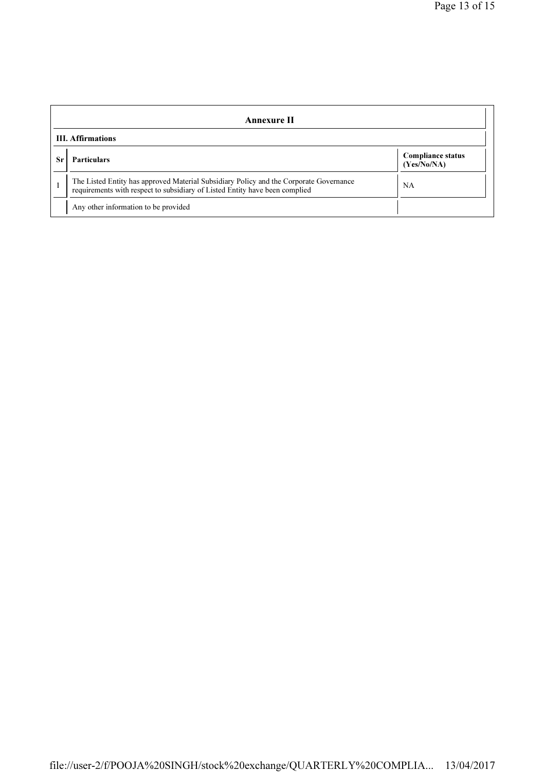## Annexure II

### III. Affirmations

| Sr | Particulars | Compliance status (Yes/No/NA) |
|---|---|---|
| 1 | The Listed Entity has approved Material Subsidiary Policy and the Corporate Governance requirements with respect to subsidiary of Listed Entity have been complied | NA |
| | Any other information to be provided | |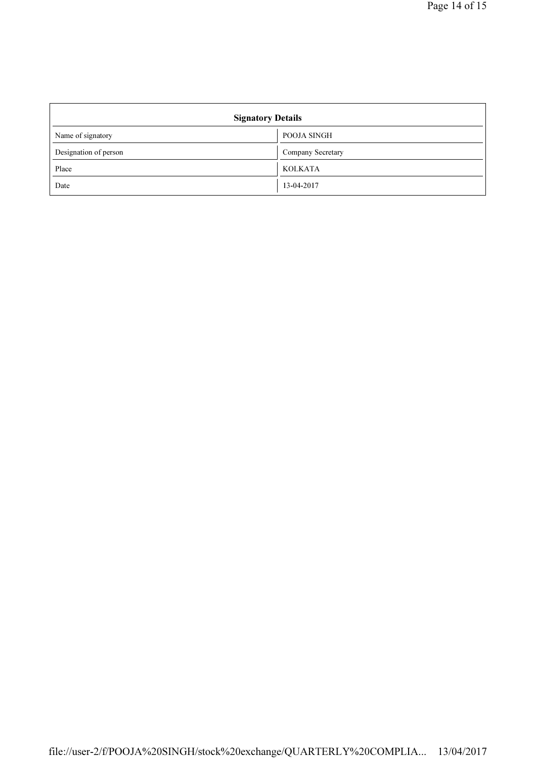| Signatory Details | |
|---|---|
| Name of signatory | POOJA SINGH |
| Designation of person | Company Secretary |
| Place | KOLKATA |
| Date | 13-04-2017 |